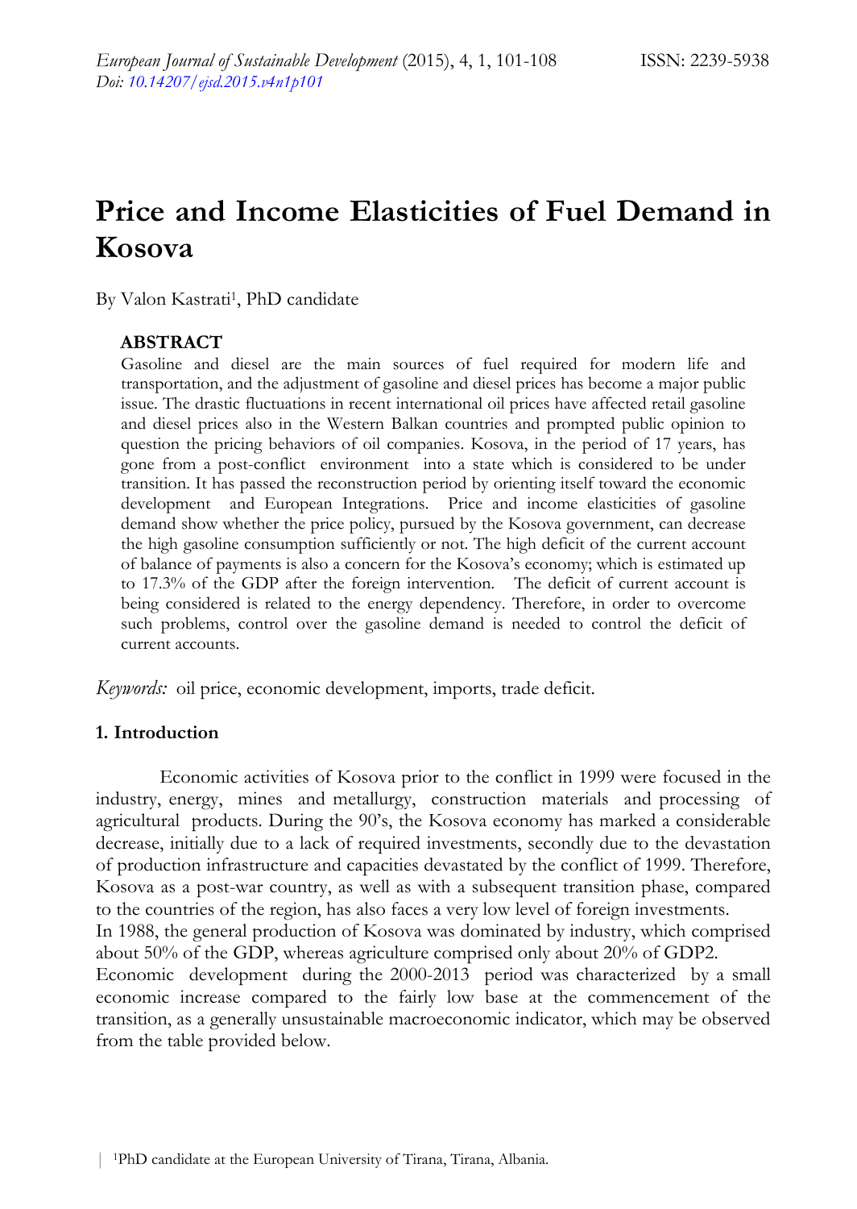# Price and Income Elasticities of Fuel Demand in Kosova

By Valon Kastrati[1], PhD candidate

## ABSTRACT

Gasoline and diesel are the main sources of fuel required for modern life and transportation, and the adjustment of gasoline and diesel prices has become a major public issue. The drastic fluctuations in recent international oil prices have affected retail gasoline and diesel prices also in the Western Balkan countries and prompted public opinion to question the pricing behaviors of oil companies. Kosova, in the period of 17 years, has gone from a post-conflict environment into a state which is considered to be under transition. It has passed the reconstruction period by orienting itself toward the economic development and European Integrations. Price and income elasticities of gasoline demand show whether the price policy, pursued by the Kosova government, can decrease the high gasoline consumption sufficiently or not. The high deficit of the current account of balance of payments is also a concern for the Kosova's economy; which is estimated up to 17.3% of the GDP after the foreign intervention. The deficit of current account is being considered is related to the energy dependency. Therefore, in order to overcome such problems, control over the gasoline demand is needed to control the deficit of current accounts.

*Keywords:* oil price, economic development, imports, trade deficit.

### 1. Introduction

Economic activities of Kosova prior to the conflict in 1999 were focused in the industry, energy, mines and metallurgy, construction materials and processing of agricultural products. During the 90's, the Kosova economy has marked a considerable decrease, initially due to a lack of required investments, secondly due to the devastation of production infrastructure and capacities devastated by the conflict of 1999. Therefore, Kosova as a post-war country, as well as with a subsequent transition phase, compared to the countries of the region, has also faces a very low level of foreign investments.

In 1988, the general production of Kosova was dominated by industry, which comprised about 50% of the GDP, whereas agriculture comprised only about 20% of GDP2.

Economic development during the 2000-2013 period was characterized by a small economic increase compared to the fairly low base at the commencement of the transition, as a generally unsustainable macroeconomic indicator, which may be observed from the table provided below.

[1] PhD candidate at the European University of Tirana, Tirana, Albania.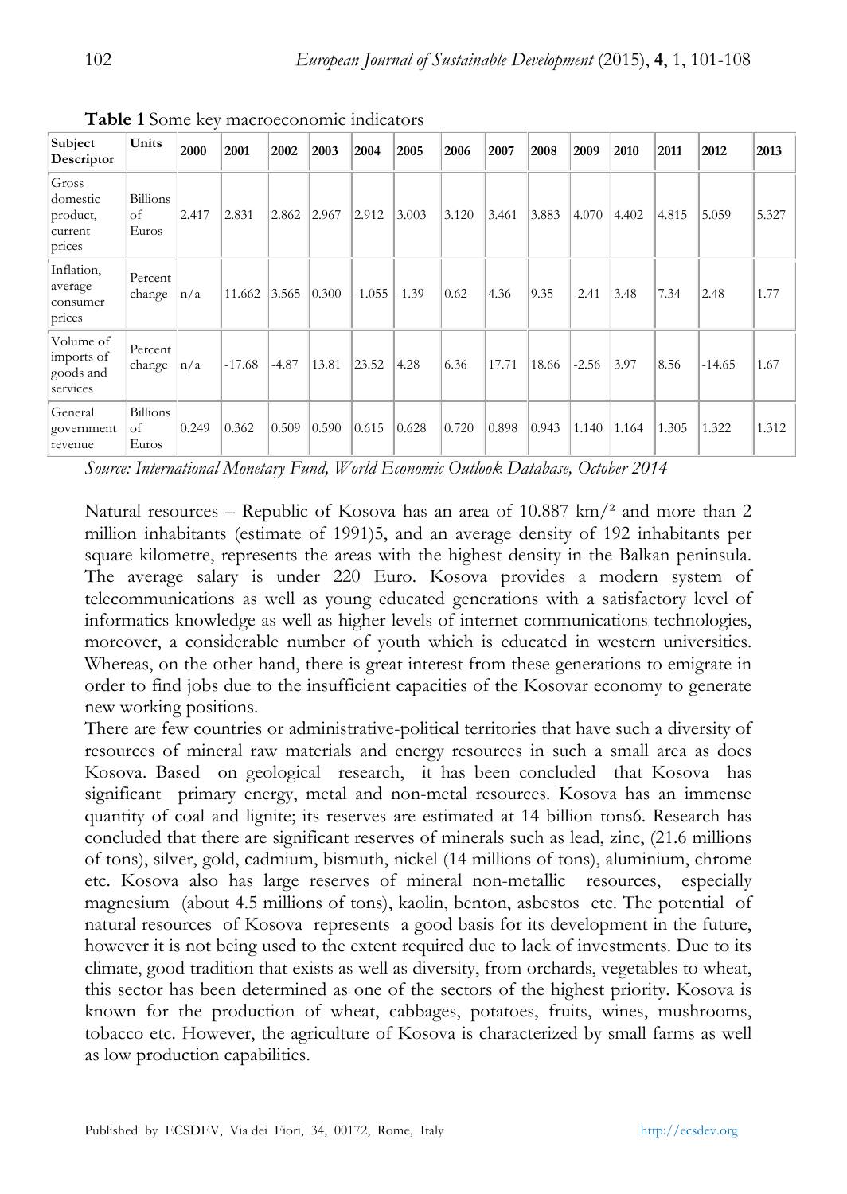**Table 1** Some key macroeconomic indicators

| Subject Descriptor | Units | 2000 | 2001 | 2002 | 2003 | 2004 | 2005 | 2006 | 2007 | 2008 | 2009 | 2010 | 2011 | 2012 | 2013 |
|---|---|---|---|---|---|---|---|---|---|---|---|---|---|---|---|
| Gross domestic product, current prices | Billions of Euros | 2.417 | 2.831 | 2.862 | 2.967 | 2.912 | 3.003 | 3.120 | 3.461 | 3.883 | 4.070 | 4.402 | 4.815 | 5.059 | 5.327 |
| Inflation, average consumer prices | Percent change | n/a | 11.662 | 3.565 | 0.300 | -1.055 | -1.39 | 0.62 | 4.36 | 9.35 | -2.41 | 3.48 | 7.34 | 2.48 | 1.77 |
| Volume of imports of goods and services | Percent change | n/a | -17.68 | -4.87 | 13.81 | 23.52 | 4.28 | 6.36 | 17.71 | 18.66 | -2.56 | 3.97 | 8.56 | -14.65 | 1.67 |
| General government revenue | Billions of Euros | 0.249 | 0.362 | 0.509 | 0.590 | 0.615 | 0.628 | 0.720 | 0.898 | 0.943 | 1.140 | 1.164 | 1.305 | 1.322 | 1.312 |

*Source: International Monetary Fund, World Economic Outlook Database, October 2014*

Natural resources – Republic of Kosova has an area of 10.887 km/² and more than 2 million inhabitants (estimate of 1991)5, and an average density of 192 inhabitants per square kilometre, represents the areas with the highest density in the Balkan peninsula. The average salary is under 220 Euro. Kosova provides a modern system of telecommunications as well as young educated generations with a satisfactory level of informatics knowledge as well as higher levels of internet communications technologies, moreover, a considerable number of youth which is educated in western universities. Whereas, on the other hand, there is great interest from these generations to emigrate in order to find jobs due to the insufficient capacities of the Kosovar economy to generate new working positions.

There are few countries or administrative-political territories that have such a diversity of resources of mineral raw materials and energy resources in such a small area as does Kosova. Based on geological research, it has been concluded that Kosova has significant primary energy, metal and non-metal resources. Kosova has an immense quantity of coal and lignite; its reserves are estimated at 14 billion tons6. Research has concluded that there are significant reserves of minerals such as lead, zinc, (21.6 millions of tons), silver, gold, cadmium, bismuth, nickel (14 millions of tons), aluminium, chrome etc. Kosova also has large reserves of mineral non-metallic resources, especially magnesium (about 4.5 millions of tons), kaolin, benton, asbestos etc. The potential of natural resources of Kosova represents a good basis for its development in the future, however it is not being used to the extent required due to lack of investments. Due to its climate, good tradition that exists as well as diversity, from orchards, vegetables to wheat, this sector has been determined as one of the sectors of the highest priority. Kosova is known for the production of wheat, cabbages, potatoes, fruits, wines, mushrooms, tobacco etc. However, the agriculture of Kosova is characterized by small farms as well as low production capabilities.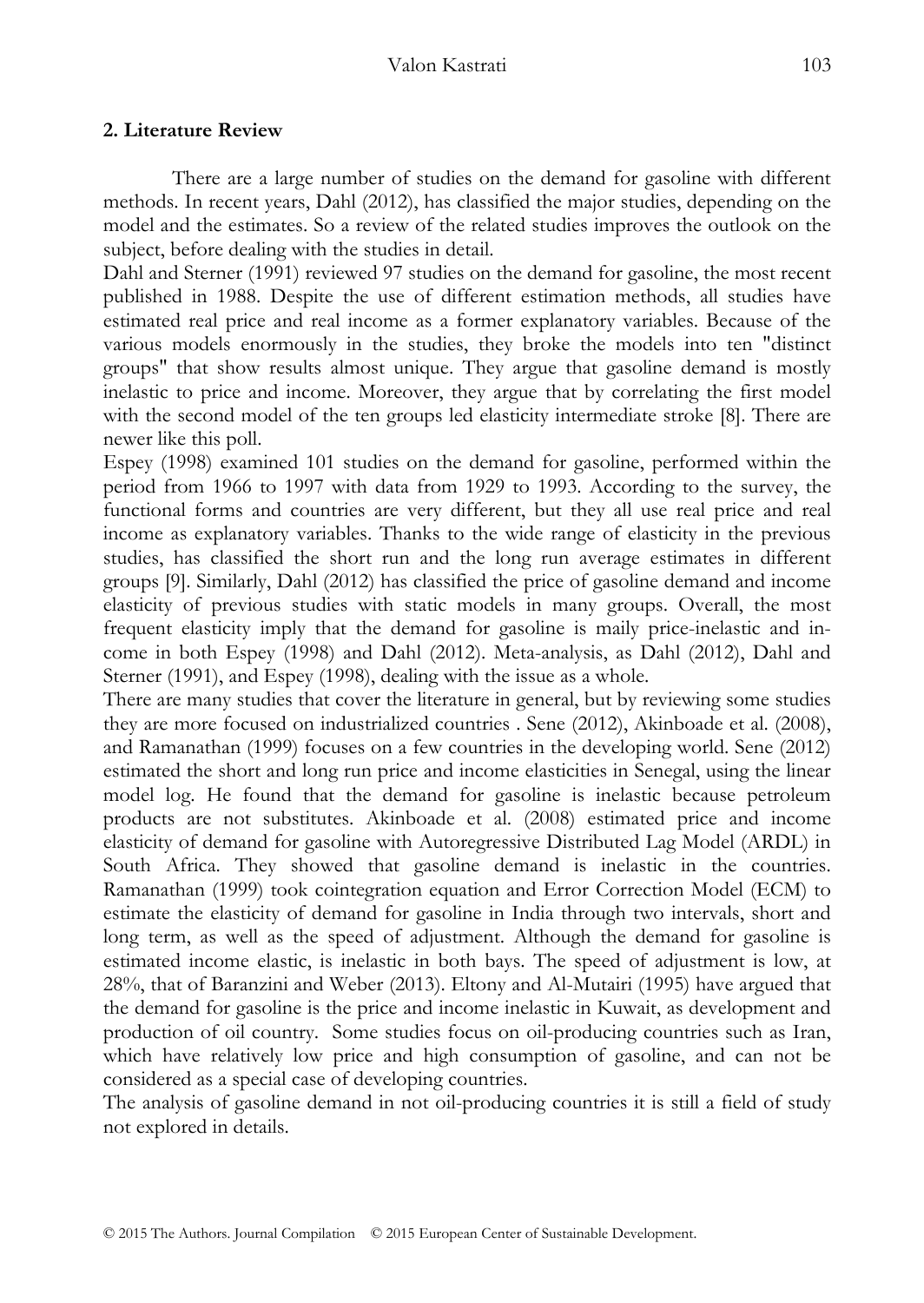## 2. Literature Review

There are a large number of studies on the demand for gasoline with different methods. In recent years, Dahl (2012), has classified the major studies, depending on the model and the estimates. So a review of the related studies improves the outlook on the subject, before dealing with the studies in detail.

Dahl and Sterner (1991) reviewed 97 studies on the demand for gasoline, the most recent published in 1988. Despite the use of different estimation methods, all studies have estimated real price and real income as a former explanatory variables. Because of the various models enormously in the studies, they broke the models into ten "distinct groups" that show results almost unique. They argue that gasoline demand is mostly inelastic to price and income. Moreover, they argue that by correlating the first model with the second model of the ten groups led elasticity intermediate stroke [8]. There are newer like this poll.

Espey (1998) examined 101 studies on the demand for gasoline, performed within the period from 1966 to 1997 with data from 1929 to 1993. According to the survey, the functional forms and countries are very different, but they all use real price and real income as explanatory variables. Thanks to the wide range of elasticity in the previous studies, has classified the short run and the long run average estimates in different groups [9]. Similarly, Dahl (2012) has classified the price of gasoline demand and income elasticity of previous studies with static models in many groups. Overall, the most frequent elasticity imply that the demand for gasoline is maily price-inelastic and income in both Espey (1998) and Dahl (2012). Meta-analysis, as Dahl (2012), Dahl and Sterner (1991), and Espey (1998), dealing with the issue as a whole.

There are many studies that cover the literature in general, but by reviewing some studies they are more focused on industrialized countries . Sene (2012), Akinboade et al. (2008), and Ramanathan (1999) focuses on a few countries in the developing world. Sene (2012) estimated the short and long run price and income elasticities in Senegal, using the linear model log. He found that the demand for gasoline is inelastic because petroleum products are not substitutes. Akinboade et al. (2008) estimated price and income elasticity of demand for gasoline with Autoregressive Distributed Lag Model (ARDL) in South Africa. They showed that gasoline demand is inelastic in the countries. Ramanathan (1999) took cointegration equation and Error Correction Model (ECM) to estimate the elasticity of demand for gasoline in India through two intervals, short and long term, as well as the speed of adjustment. Although the demand for gasoline is estimated income elastic, is inelastic in both bays. The speed of adjustment is low, at 28%, that of Baranzini and Weber (2013). Eltony and Al-Mutairi (1995) have argued that the demand for gasoline is the price and income inelastic in Kuwait, as development and production of oil country. Some studies focus on oil-producing countries such as Iran, which have relatively low price and high consumption of gasoline, and can not be considered as a special case of developing countries.

The analysis of gasoline demand in not oil-producing countries it is still a field of study not explored in details.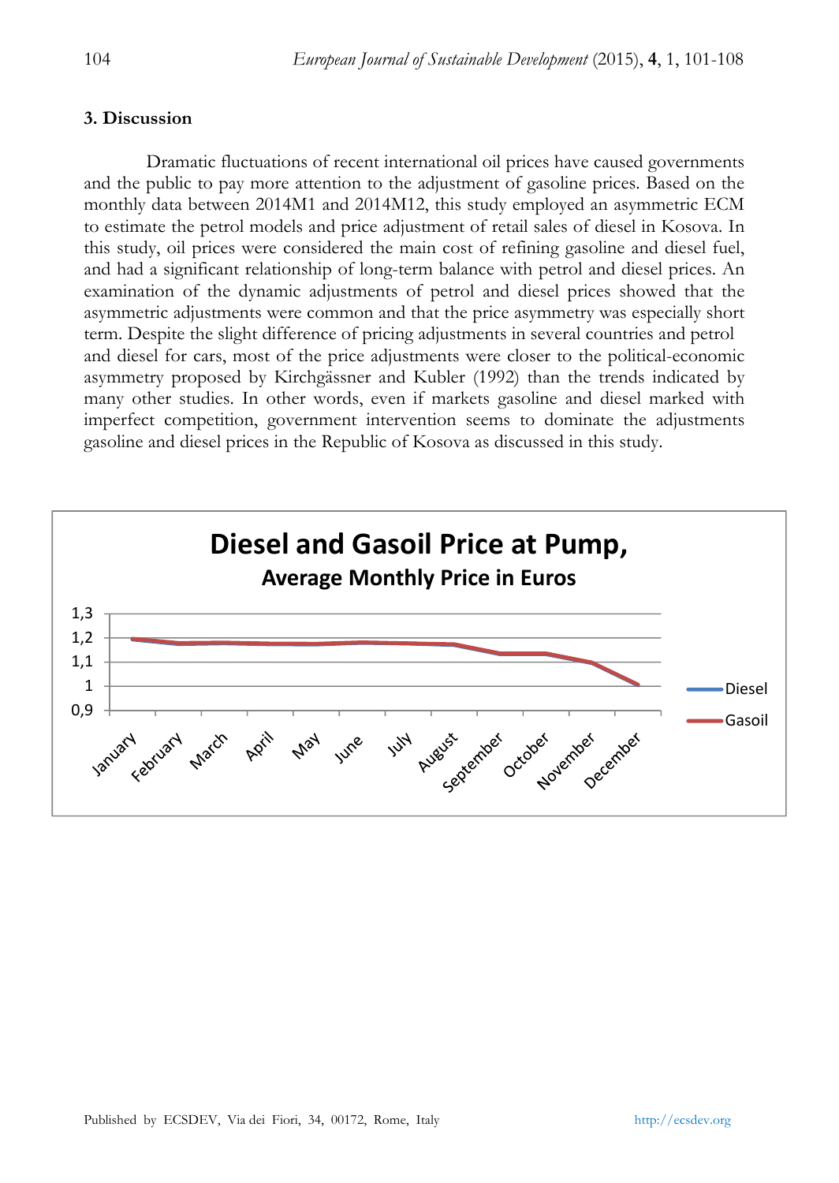## 3. Discussion

Dramatic fluctuations of recent international oil prices have caused governments and the public to pay more attention to the adjustment of gasoline prices. Based on the monthly data between 2014M1 and 2014M12, this study employed an asymmetric ECM to estimate the petrol models and price adjustment of retail sales of diesel in Kosova. In this study, oil prices were considered the main cost of refining gasoline and diesel fuel, and had a significant relationship of long-term balance with petrol and diesel prices. An examination of the dynamic adjustments of petrol and diesel prices showed that the asymmetric adjustments were common and that the price asymmetry was especially short term. Despite the slight difference of pricing adjustments in several countries and petrol and diesel for cars, most of the price adjustments were closer to the political-economic asymmetry proposed by Kirchgässner and Kubler (1992) than the trends indicated by many other studies. In other words, even if markets gasoline and diesel marked with imperfect competition, government intervention seems to dominate the adjustments gasoline and diesel prices in the Republic of Kosova as discussed in this study.

**Diesel and Gasoil Price at Pump,**
**Average Monthly Price in Euros**

(Line chart: y-axis 0,9 to 1,3; x-axis January to December; series: Diesel, Gasoil)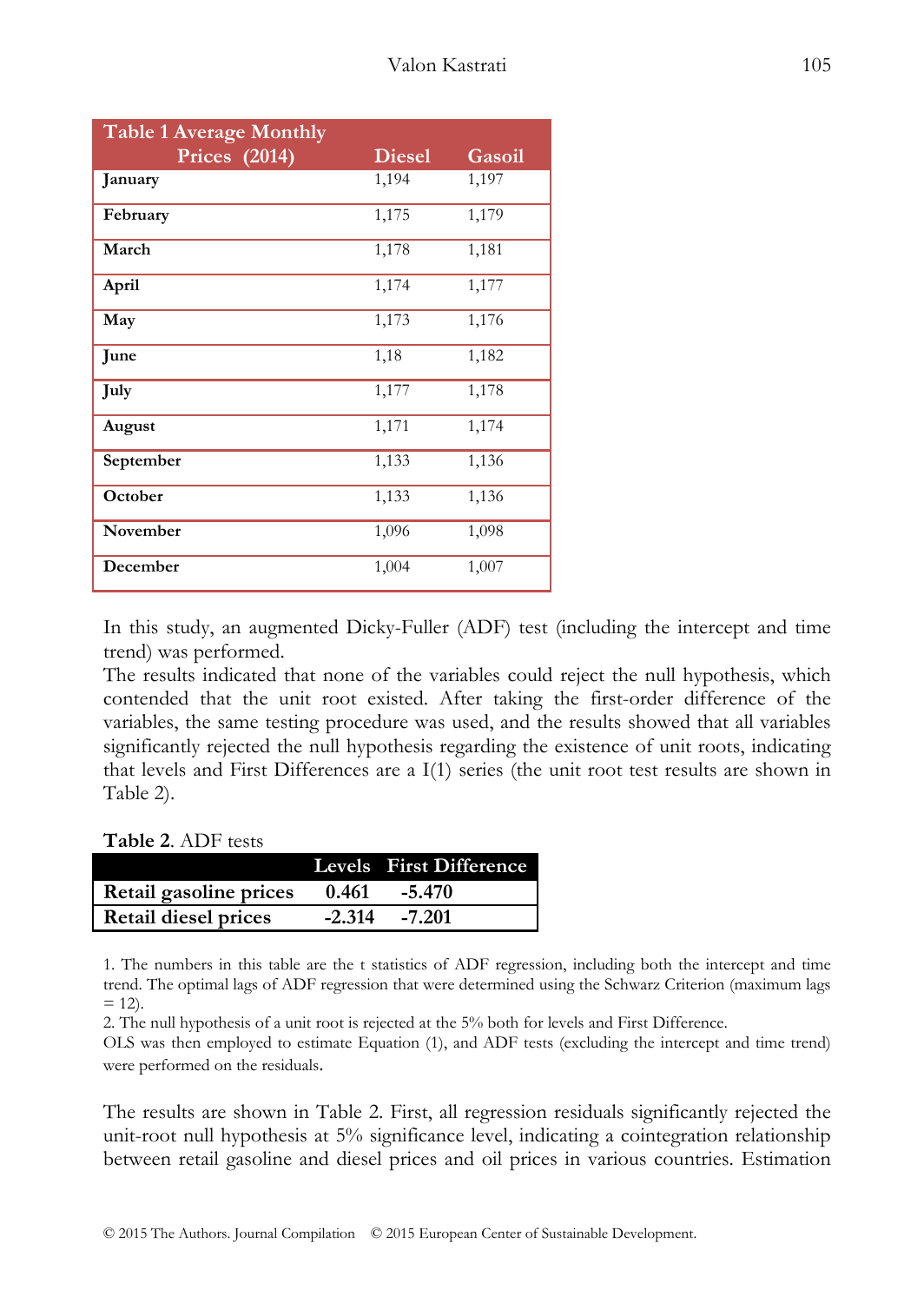| Table 1 Average Monthly Prices (2014) | Diesel | Gasoil |
|---|---|---|
| January | 1,194 | 1,197 |
| February | 1,175 | 1,179 |
| March | 1,178 | 1,181 |
| April | 1,174 | 1,177 |
| May | 1,173 | 1,176 |
| June | 1,18 | 1,182 |
| July | 1,177 | 1,178 |
| August | 1,171 | 1,174 |
| September | 1,133 | 1,136 |
| October | 1,133 | 1,136 |
| November | 1,096 | 1,098 |
| December | 1,004 | 1,007 |

In this study, an augmented Dicky-Fuller (ADF) test (including the intercept and time trend) was performed.
The results indicated that none of the variables could reject the null hypothesis, which contended that the unit root existed. After taking the first-order difference of the variables, the same testing procedure was used, and the results showed that all variables significantly rejected the null hypothesis regarding the existence of unit roots, indicating that levels and First Differences are a I(1) series (the unit root test results are shown in Table 2).

**Table 2**. ADF tests

| | Levels | First Difference |
|---|---|---|
| **Retail gasoline prices** | **0.461** | **-5.470** |
| **Retail diesel prices** | **-2.314** | **-7.201** |

1. The numbers in this table are the t statistics of ADF regression, including both the intercept and time trend. The optimal lags of ADF regression that were determined using the Schwarz Criterion (maximum lags = 12).
2. The null hypothesis of a unit root is rejected at the 5% both for levels and First Difference.
OLS was then employed to estimate Equation (1), and ADF tests (excluding the intercept and time trend) were performed on the residuals.

The results are shown in Table 2. First, all regression residuals significantly rejected the unit-root null hypothesis at 5% significance level, indicating a cointegration relationship between retail gasoline and diesel prices and oil prices in various countries. Estimation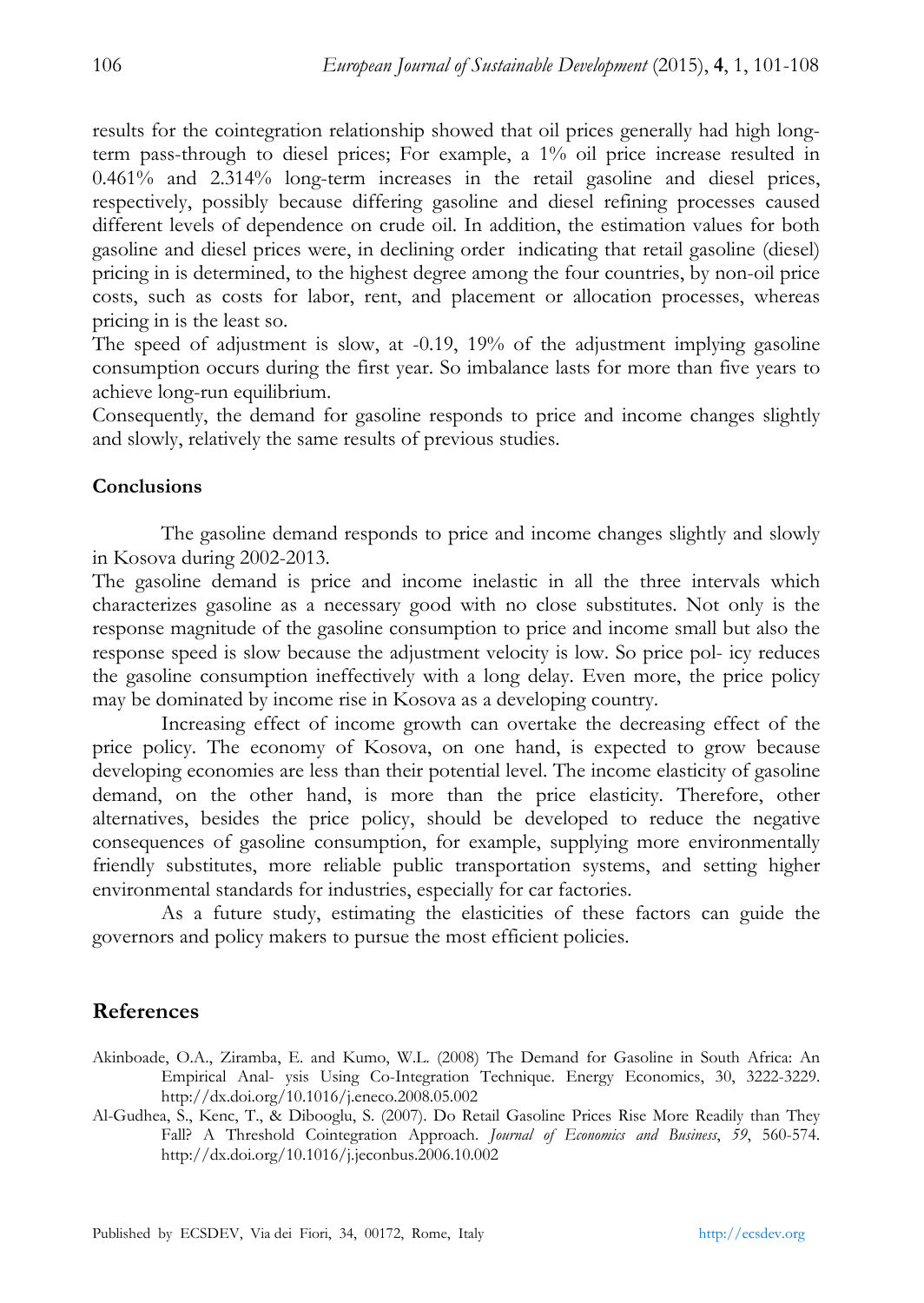results for the cointegration relationship showed that oil prices generally had high long-term pass-through to diesel prices; For example, a 1% oil price increase resulted in 0.461% and 2.314% long-term increases in the retail gasoline and diesel prices, respectively, possibly because differing gasoline and diesel refining processes caused different levels of dependence on crude oil. In addition, the estimation values for both gasoline and diesel prices were, in declining order indicating that retail gasoline (diesel) pricing in is determined, to the highest degree among the four countries, by non-oil price costs, such as costs for labor, rent, and placement or allocation processes, whereas pricing in is the least so.
The speed of adjustment is slow, at -0.19, 19% of the adjustment implying gasoline consumption occurs during the first year. So imbalance lasts for more than five years to achieve long-run equilibrium.
Consequently, the demand for gasoline responds to price and income changes slightly and slowly, relatively the same results of previous studies.

## Conclusions

The gasoline demand responds to price and income changes slightly and slowly in Kosova during 2002-2013.
The gasoline demand is price and income inelastic in all the three intervals which characterizes gasoline as a necessary good with no close substitutes. Not only is the response magnitude of the gasoline consumption to price and income small but also the response speed is slow because the adjustment velocity is low. So price pol- icy reduces the gasoline consumption ineffectively with a long delay. Even more, the price policy may be dominated by income rise in Kosova as a developing country.

Increasing effect of income growth can overtake the decreasing effect of the price policy. The economy of Kosova, on one hand, is expected to grow because developing economies are less than their potential level. The income elasticity of gasoline demand, on the other hand, is more than the price elasticity. Therefore, other alternatives, besides the price policy, should be developed to reduce the negative consequences of gasoline consumption, for example, supplying more environmentally friendly substitutes, more reliable public transportation systems, and setting higher environmental standards for industries, especially for car factories.

As a future study, estimating the elasticities of these factors can guide the governors and policy makers to pursue the most efficient policies.

## References

Akinboade, O.A., Ziramba, E. and Kumo, W.L. (2008) The Demand for Gasoline in South Africa: An Empirical Anal- ysis Using Co-Integration Technique. Energy Economics, 30, 3222-3229. http://dx.doi.org/10.1016/j.eneco.2008.05.002

Al-Gudhea, S., Kenc, T., & Dibooglu, S. (2007). Do Retail Gasoline Prices Rise More Readily than They Fall? A Threshold Cointegration Approach. *Journal of Economics and Business*, *59*, 560-574. http://dx.doi.org/10.1016/j.jeconbus.2006.10.002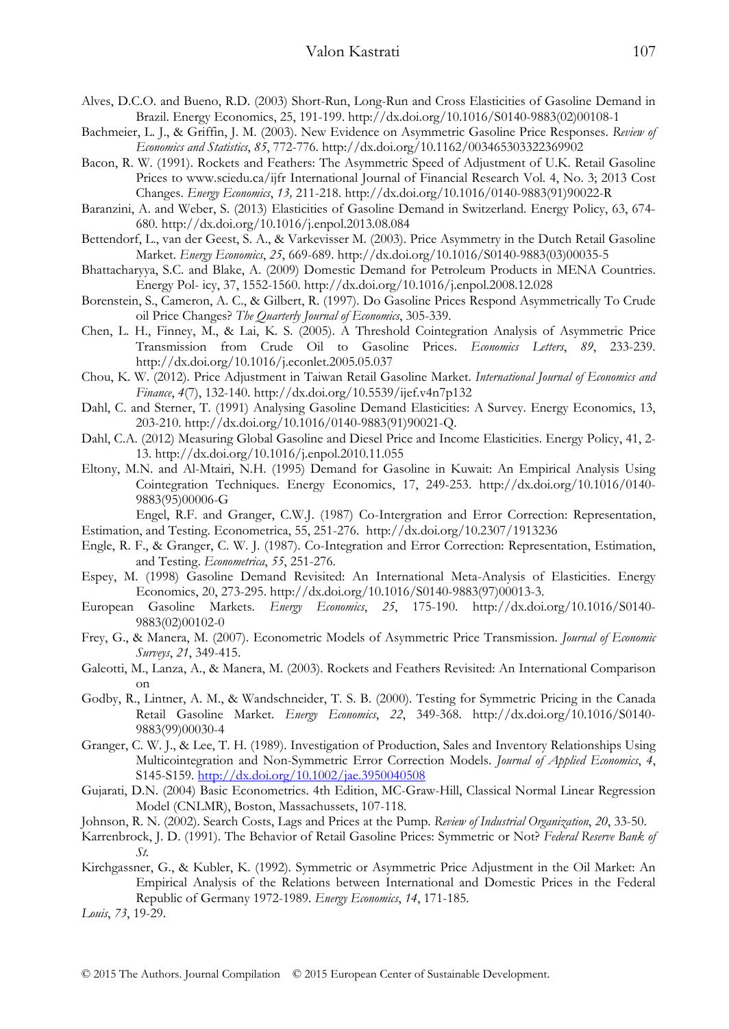Alves, D.C.O. and Bueno, R.D. (2003) Short-Run, Long-Run and Cross Elasticities of Gasoline Demand in Brazil. Energy Economics, 25, 191-199. http://dx.doi.org/10.1016/S0140-9883(02)00108-1

Bachmeier, L. J., & Griffin, J. M. (2003). New Evidence on Asymmetric Gasoline Price Responses. *Review of Economics and Statistics*, *85*, 772-776. http://dx.doi.org/10.1162/003465303322369902

Bacon, R. W. (1991). Rockets and Feathers: The Asymmetric Speed of Adjustment of U.K. Retail Gasoline Prices to www.sciedu.ca/ijfr International Journal of Financial Research Vol. 4, No. 3; 2013 Cost Changes. *Energy Economics*, *13,* 211-218. http://dx.doi.org/10.1016/0140-9883(91)90022-R

Baranzini, A. and Weber, S. (2013) Elasticities of Gasoline Demand in Switzerland. Energy Policy, 63, 674-680. http://dx.doi.org/10.1016/j.enpol.2013.08.084

Bettendorf, L., van der Geest, S. A., & Varkevisser M. (2003). Price Asymmetry in the Dutch Retail Gasoline Market. *Energy Economics*, *25*, 669-689. http://dx.doi.org/10.1016/S0140-9883(03)00035-5

Bhattacharyya, S.C. and Blake, A. (2009) Domestic Demand for Petroleum Products in MENA Countries. Energy Pol- icy, 37, 1552-1560. http://dx.doi.org/10.1016/j.enpol.2008.12.028

Borenstein, S., Cameron, A. C., & Gilbert, R. (1997). Do Gasoline Prices Respond Asymmetrically To Crude oil Price Changes? *The Quarterly Journal of Economics*, 305-339.

Chen, L. H., Finney, M., & Lai, K. S. (2005). A Threshold Cointegration Analysis of Asymmetric Price Transmission from Crude Oil to Gasoline Prices. *Economics Letters*, *89*, 233-239. http://dx.doi.org/10.1016/j.econlet.2005.05.037

Chou, K. W. (2012). Price Adjustment in Taiwan Retail Gasoline Market. *International Journal of Economics and Finance*, *4*(7), 132-140. http://dx.doi.org/10.5539/ijef.v4n7p132

Dahl, C. and Sterner, T. (1991) Analysing Gasoline Demand Elasticities: A Survey. Energy Economics, 13, 203-210. http://dx.doi.org/10.1016/0140-9883(91)90021-Q.

Dahl, C.A. (2012) Measuring Global Gasoline and Diesel Price and Income Elasticities. Energy Policy, 41, 2-13. http://dx.doi.org/10.1016/j.enpol.2010.11.055

Eltony, M.N. and Al-Mtairi, N.H. (1995) Demand for Gasoline in Kuwait: An Empirical Analysis Using Cointegration Techniques. Energy Economics, 17, 249-253. http://dx.doi.org/10.1016/0140-9883(95)00006-G

Engel, R.F. and Granger, C.W.J. (1987) Co-Intergration and Error Correction: Representation, Estimation, and Testing. Econometrica, 55, 251-276. http://dx.doi.org/10.2307/1913236

Engle, R. F., & Granger, C. W. J. (1987). Co-Integration and Error Correction: Representation, Estimation, and Testing. *Econometrica*, *55*, 251-276.

Espey, M. (1998) Gasoline Demand Revisited: An International Meta-Analysis of Elasticities. Energy Economics, 20, 273-295. http://dx.doi.org/10.1016/S0140-9883(97)00013-3.

European Gasoline Markets. *Energy Economics*, *25*, 175-190. http://dx.doi.org/10.1016/S0140-9883(02)00102-0

Frey, G., & Manera, M. (2007). Econometric Models of Asymmetric Price Transmission. *Journal of Economic Surveys*, *21*, 349-415.

Galeotti, M., Lanza, A., & Manera, M. (2003). Rockets and Feathers Revisited: An International Comparison on

Godby, R., Lintner, A. M., & Wandschneider, T. S. B. (2000). Testing for Symmetric Pricing in the Canada Retail Gasoline Market. *Energy Economics*, *22*, 349-368. http://dx.doi.org/10.1016/S0140-9883(99)00030-4

Granger, C. W. J., & Lee, T. H. (1989). Investigation of Production, Sales and Inventory Relationships Using Multicointegration and Non-Symmetric Error Correction Models. *Journal of Applied Economics*, *4*, S145-S159. http://dx.doi.org/10.1002/jae.3950040508

Gujarati, D.N. (2004) Basic Econometrics. 4th Edition, MC-Graw-Hill, Classical Normal Linear Regression Model (CNLMR), Boston, Massachussets, 107-118.

Johnson, R. N. (2002). Search Costs, Lags and Prices at the Pump. *Review of Industrial Organization*, *20*, 33-50.

Karrenbrock, J. D. (1991). The Behavior of Retail Gasoline Prices: Symmetric or Not? *Federal Reserve Bank of St.*

Kirchgassner, G., & Kubler, K. (1992). Symmetric or Asymmetric Price Adjustment in the Oil Market: An Empirical Analysis of the Relations between International and Domestic Prices in the Federal Republic of Germany 1972-1989. *Energy Economics*, *14*, 171-185.

*Louis*, *73*, 19-29.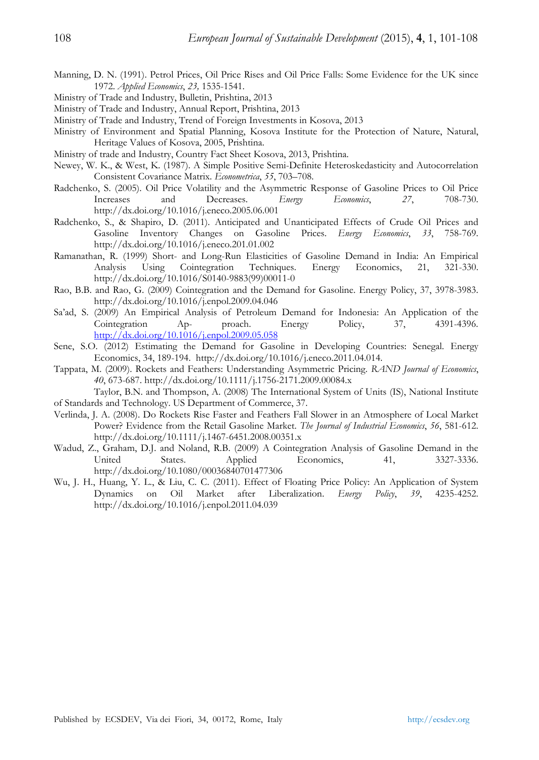Manning, D. N. (1991). Petrol Prices, Oil Price Rises and Oil Price Falls: Some Evidence for the UK since 1972. *Applied Economics*, *23,* 1535-1541.

Ministry of Trade and Industry, Bulletin, Prishtina, 2013

Ministry of Trade and Industry, Annual Report, Prishtina, 2013

Ministry of Trade and Industry, Trend of Foreign Investments in Kosova, 2013

Ministry of Environment and Spatial Planning, Kosova Institute for the Protection of Nature, Natural, Heritage Values of Kosova, 2005, Prishtina.

Ministry of trade and Industry, Country Fact Sheet Kosova, 2013, Prishtina.

Newey, W. K., & West, K. (1987). A Simple Positive Semi-Definite Heteroskedasticity and Autocorrelation Consistent Covariance Matrix. *Econometrica*, *55*, 703–708.

Radchenko, S. (2005). Oil Price Volatility and the Asymmetric Response of Gasoline Prices to Oil Price Increases and Decreases. *Energy Economics*, *27*, 708-730. http://dx.doi.org/10.1016/j.eneco.2005.06.001

Radchenko, S., & Shapiro, D. (2011). Anticipated and Unanticipated Effects of Crude Oil Prices and Gasoline Inventory Changes on Gasoline Prices. *Energy Economics*, *33*, 758-769. http://dx.doi.org/10.1016/j.eneco.201.01.002

Ramanathan, R. (1999) Short- and Long-Run Elasticities of Gasoline Demand in India: An Empirical Analysis Using Cointegration Techniques. Energy Economics, 21, 321-330. http://dx.doi.org/10.1016/S0140-9883(99)00011-0

Rao, B.B. and Rao, G. (2009) Cointegration and the Demand for Gasoline. Energy Policy, 37, 3978-3983. http://dx.doi.org/10.1016/j.enpol.2009.04.046

Sa'ad, S. (2009) An Empirical Analysis of Petroleum Demand for Indonesia: An Application of the Cointegration Ap- proach. Energy Policy, 37, 4391-4396. http://dx.doi.org/10.1016/j.enpol.2009.05.058

Sene, S.O. (2012) Estimating the Demand for Gasoline in Developing Countries: Senegal. Energy Economics, 34, 189-194. http://dx.doi.org/10.1016/j.eneco.2011.04.014.

Tappata, M. (2009). Rockets and Feathers: Understanding Asymmetric Pricing. *RAND Journal of Economics*, *40*, 673-687. http://dx.doi.org/10.1111/j.1756-2171.2009.00084.x

Taylor, B.N. and Thompson, A. (2008) The International System of Units (IS), National Institute of Standards and Technology. US Department of Commerce, 37.

Verlinda, J. A. (2008). Do Rockets Rise Faster and Feathers Fall Slower in an Atmosphere of Local Market Power? Evidence from the Retail Gasoline Market. *The Journal of Industrial Economics*, *56*, 581-612. http://dx.doi.org/10.1111/j.1467-6451.2008.00351.x

Wadud, Z., Graham, D.J. and Noland, R.B. (2009) A Cointegration Analysis of Gasoline Demand in the United States. Applied Economics, 41, 3327-3336. http://dx.doi.org/10.1080/00036840701477306

Wu, J. H., Huang, Y. L., & Liu, C. C. (2011). Effect of Floating Price Policy: An Application of System Dynamics on Oil Market after Liberalization. *Energy Policy*, *39*, 4235-4252. http://dx.doi.org/10.1016/j.enpol.2011.04.039